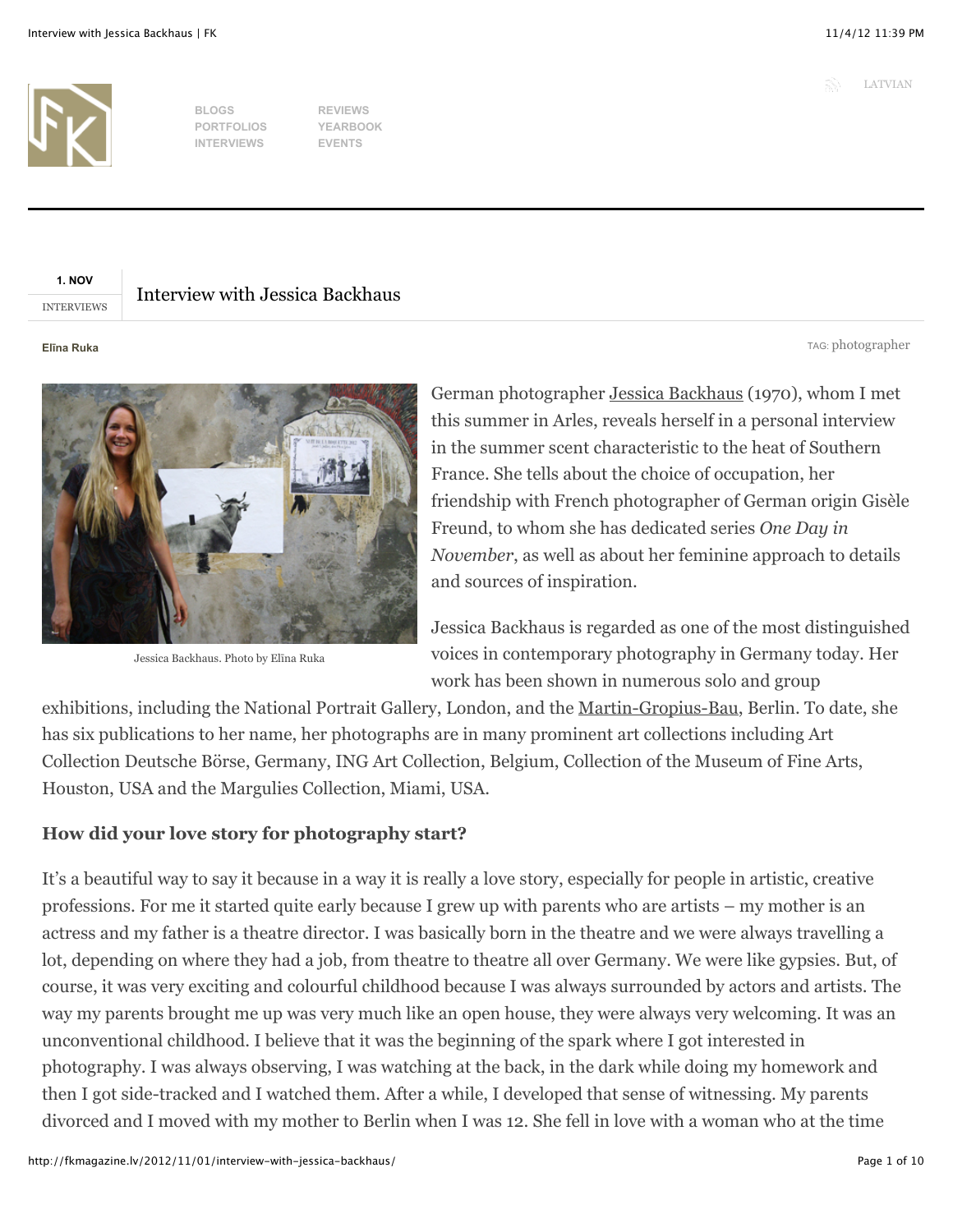# Interview with Jessica Backhaus

1. NOV
INTERVIEWS

Elīna Ruka

TAG: photographer

Jessica Backhaus. Photo by Elīna Ruka

German photographer Jessica Backhaus (1970), whom I met this summer in Arles, reveals herself in a personal interview in the summer scent characteristic to the heat of Southern France. She tells about the choice of occupation, her friendship with French photographer of German origin Gisèle Freund, to whom she has dedicated series *One Day in November*, as well as about her feminine approach to details and sources of inspiration.

Jessica Backhaus is regarded as one of the most distinguished voices in contemporary photography in Germany today. Her work has been shown in numerous solo and group exhibitions, including the National Portrait Gallery, London, and the Martin-Gropius-Bau, Berlin. To date, she has six publications to her name, her photographs are in many prominent art collections including Art Collection Deutsche Börse, Germany, ING Art Collection, Belgium, Collection of the Museum of Fine Arts, Houston, USA and the Margulies Collection, Miami, USA.

**How did your love story for photography start?**

It's a beautiful way to say it because in a way it is really a love story, especially for people in artistic, creative professions. For me it started quite early because I grew up with parents who are artists – my mother is an actress and my father is a theatre director. I was basically born in the theatre and we were always travelling a lot, depending on where they had a job, from theatre to theatre all over Germany. We were like gypsies. But, of course, it was very exciting and colourful childhood because I was always surrounded by actors and artists. The way my parents brought me up was very much like an open house, they were always very welcoming. It was an unconventional childhood. I believe that it was the beginning of the spark where I got interested in photography. I was always observing, I was watching at the back, in the dark while doing my homework and then I got side-tracked and I watched them. After a while, I developed that sense of witnessing. My parents divorced and I moved with my mother to Berlin when I was 12. She fell in love with a woman who at the time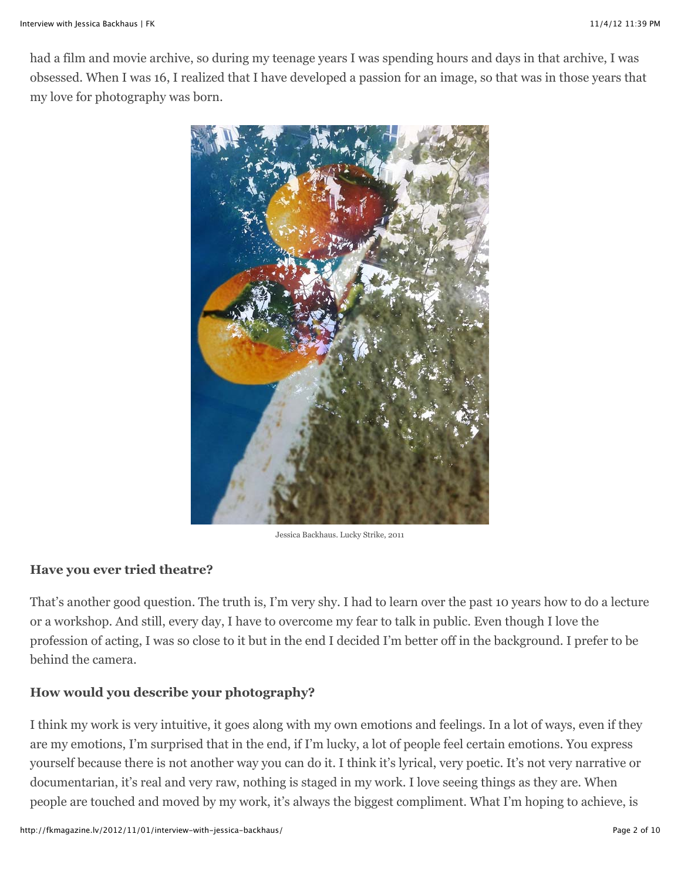had a film and movie archive, so during my teenage years I was spending hours and days in that archive, I was obsessed. When I was 16, I realized that I have developed a passion for an image, so that was in those years that my love for photography was born.

Jessica Backhaus. Lucky Strike, 2011

**Have you ever tried theatre?**

That's another good question. The truth is, I'm very shy. I had to learn over the past 10 years how to do a lecture or a workshop. And still, every day, I have to overcome my fear to talk in public. Even though I love the profession of acting, I was so close to it but in the end I decided I'm better off in the background. I prefer to be behind the camera.

**How would you describe your photography?**

I think my work is very intuitive, it goes along with my own emotions and feelings. In a lot of ways, even if they are my emotions, I'm surprised that in the end, if I'm lucky, a lot of people feel certain emotions. You express yourself because there is not another way you can do it. I think it's lyrical, very poetic. It's not very narrative or documentarian, it's real and very raw, nothing is staged in my work. I love seeing things as they are. When people are touched and moved by my work, it's always the biggest compliment. What I'm hoping to achieve, is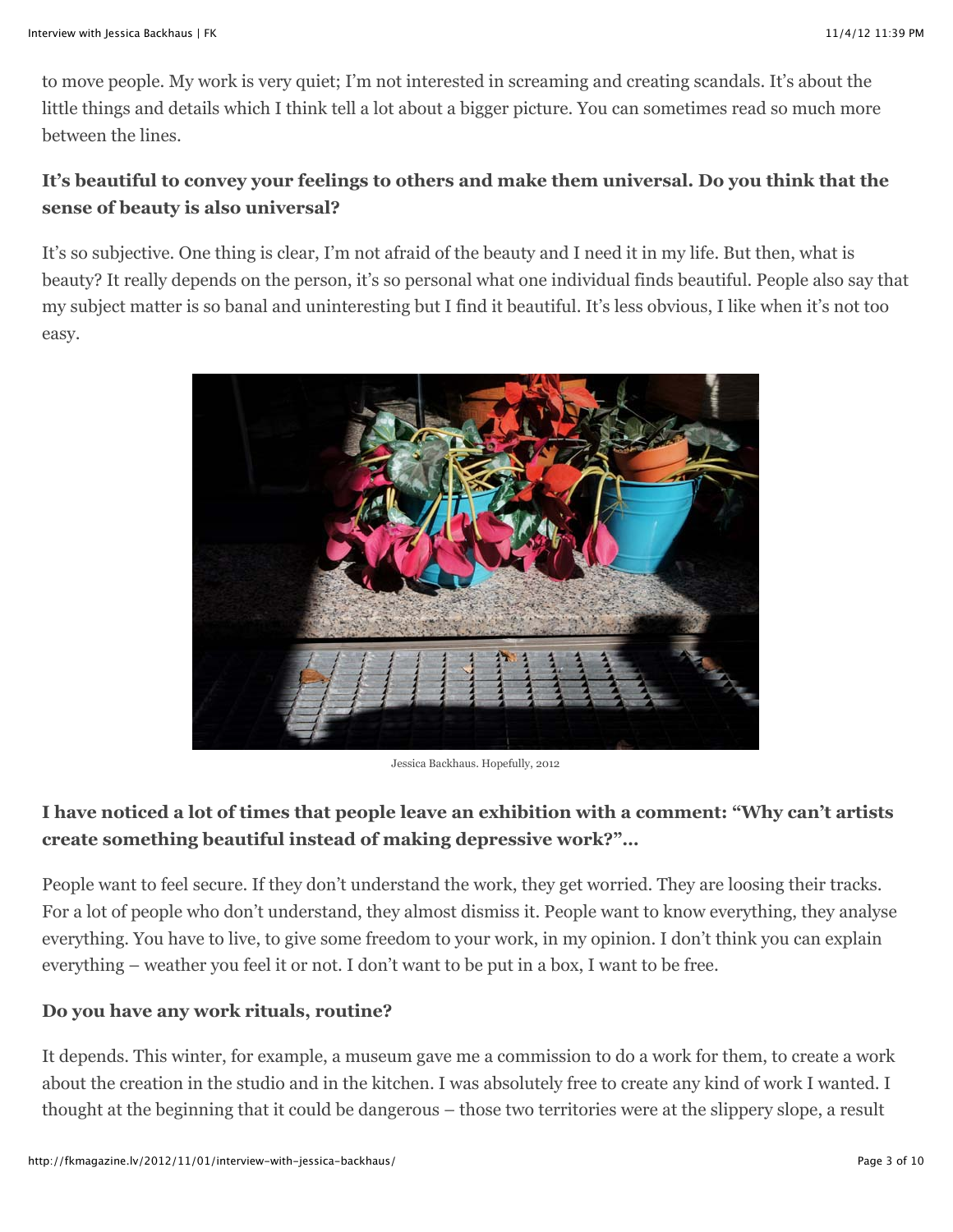to move people. My work is very quiet; I'm not interested in screaming and creating scandals. It's about the little things and details which I think tell a lot about a bigger picture. You can sometimes read so much more between the lines.

**It's beautiful to convey your feelings to others and make them universal. Do you think that the sense of beauty is also universal?**

It's so subjective. One thing is clear, I'm not afraid of the beauty and I need it in my life. But then, what is beauty? It really depends on the person, it's so personal what one individual finds beautiful. People also say that my subject matter is so banal and uninteresting but I find it beautiful. It's less obvious, I like when it's not too easy.

Jessica Backhaus. Hopefully, 2012

**I have noticed a lot of times that people leave an exhibition with a comment: "Why can't artists create something beautiful instead of making depressive work?"...**

People want to feel secure. If they don't understand the work, they get worried. They are loosing their tracks. For a lot of people who don't understand, they almost dismiss it. People want to know everything, they analyse everything. You have to live, to give some freedom to your work, in my opinion. I don't think you can explain everything – weather you feel it or not. I don't want to be put in a box, I want to be free.

**Do you have any work rituals, routine?**

It depends. This winter, for example, a museum gave me a commission to do a work for them, to create a work about the creation in the studio and in the kitchen. I was absolutely free to create any kind of work I wanted. I thought at the beginning that it could be dangerous – those two territories were at the slippery slope, a result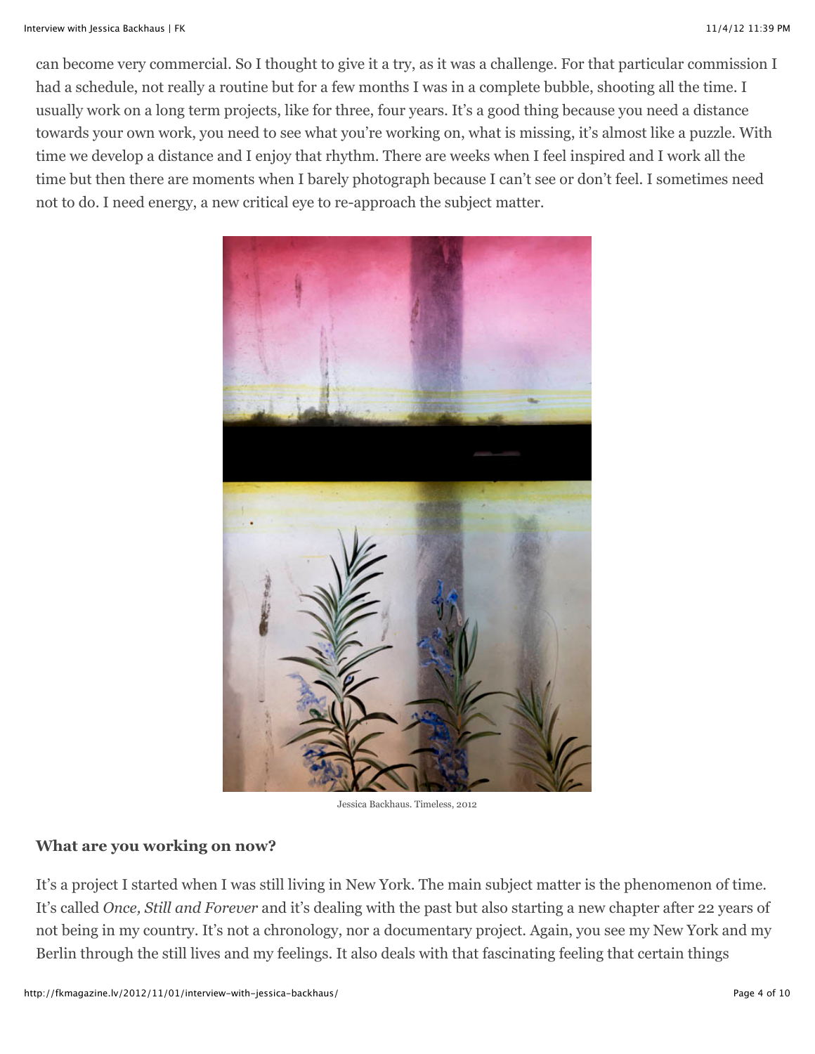can become very commercial. So I thought to give it a try, as it was a challenge. For that particular commission I had a schedule, not really a routine but for a few months I was in a complete bubble, shooting all the time. I usually work on a long term projects, like for three, four years. It's a good thing because you need a distance towards your own work, you need to see what you're working on, what is missing, it's almost like a puzzle. With time we develop a distance and I enjoy that rhythm. There are weeks when I feel inspired and I work all the time but then there are moments when I barely photograph because I can't see or don't feel. I sometimes need not to do. I need energy, a new critical eye to re-approach the subject matter.

Jessica Backhaus. Timeless, 2012

**What are you working on now?**

It's a project I started when I was still living in New York. The main subject matter is the phenomenon of time. It's called *Once, Still and Forever* and it's dealing with the past but also starting a new chapter after 22 years of not being in my country. It's not a chronology, nor a documentary project. Again, you see my New York and my Berlin through the still lives and my feelings. It also deals with that fascinating feeling that certain things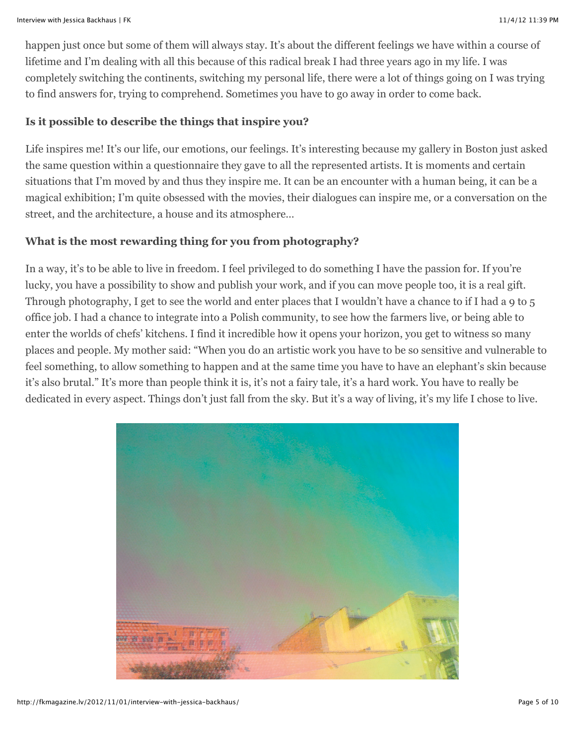happen just once but some of them will always stay. It's about the different feelings we have within a course of lifetime and I'm dealing with all this because of this radical break I had three years ago in my life. I was completely switching the continents, switching my personal life, there were a lot of things going on I was trying to find answers for, trying to comprehend. Sometimes you have to go away in order to come back.

**Is it possible to describe the things that inspire you?**

Life inspires me! It's our life, our emotions, our feelings. It's interesting because my gallery in Boston just asked the same question within a questionnaire they gave to all the represented artists. It is moments and certain situations that I'm moved by and thus they inspire me. It can be an encounter with a human being, it can be a magical exhibition; I'm quite obsessed with the movies, their dialogues can inspire me, or a conversation on the street, and the architecture, a house and its atmosphere…

**What is the most rewarding thing for you from photography?**

In a way, it's to be able to live in freedom. I feel privileged to do something I have the passion for. If you're lucky, you have a possibility to show and publish your work, and if you can move people too, it is a real gift. Through photography, I get to see the world and enter places that I wouldn't have a chance to if I had a 9 to 5 office job. I had a chance to integrate into a Polish community, to see how the farmers live, or being able to enter the worlds of chefs' kitchens. I find it incredible how it opens your horizon, you get to witness so many places and people. My mother said: "When you do an artistic work you have to be so sensitive and vulnerable to feel something, to allow something to happen and at the same time you have to have an elephant's skin because it's also brutal." It's more than people think it is, it's not a fairy tale, it's a hard work. You have to really be dedicated in every aspect. Things don't just fall from the sky. But it's a way of living, it's my life I chose to live.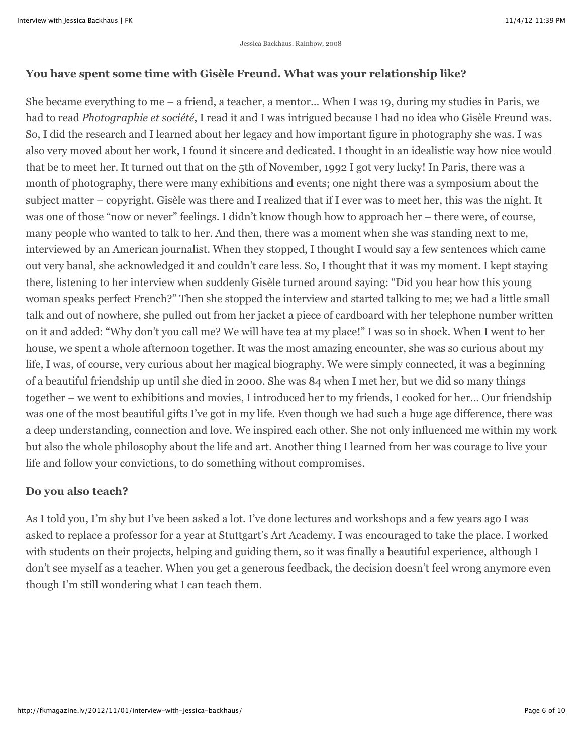Jessica Backhaus. Rainbow, 2008

**You have spent some time with Gisèle Freund. What was your relationship like?**

She became everything to me – a friend, a teacher, a mentor… When I was 19, during my studies in Paris, we had to read *Photographie et société*, I read it and I was intrigued because I had no idea who Gisèle Freund was. So, I did the research and I learned about her legacy and how important figure in photography she was. I was also very moved about her work, I found it sincere and dedicated. I thought in an idealistic way how nice would that be to meet her. It turned out that on the 5th of November, 1992 I got very lucky! In Paris, there was a month of photography, there were many exhibitions and events; one night there was a symposium about the subject matter – copyright. Gisèle was there and I realized that if I ever was to meet her, this was the night. It was one of those "now or never" feelings. I didn't know though how to approach her – there were, of course, many people who wanted to talk to her. And then, there was a moment when she was standing next to me, interviewed by an American journalist. When they stopped, I thought I would say a few sentences which came out very banal, she acknowledged it and couldn't care less. So, I thought that it was my moment. I kept staying there, listening to her interview when suddenly Gisèle turned around saying: "Did you hear how this young woman speaks perfect French?" Then she stopped the interview and started talking to me; we had a little small talk and out of nowhere, she pulled out from her jacket a piece of cardboard with her telephone number written on it and added: "Why don't you call me? We will have tea at my place!" I was so in shock. When I went to her house, we spent a whole afternoon together. It was the most amazing encounter, she was so curious about my life, I was, of course, very curious about her magical biography. We were simply connected, it was a beginning of a beautiful friendship up until she died in 2000. She was 84 when I met her, but we did so many things together – we went to exhibitions and movies, I introduced her to my friends, I cooked for her… Our friendship was one of the most beautiful gifts I've got in my life. Even though we had such a huge age difference, there was a deep understanding, connection and love. We inspired each other. She not only influenced me within my work but also the whole philosophy about the life and art. Another thing I learned from her was courage to live your life and follow your convictions, to do something without compromises.

**Do you also teach?**

As I told you, I'm shy but I've been asked a lot. I've done lectures and workshops and a few years ago I was asked to replace a professor for a year at Stuttgart's Art Academy. I was encouraged to take the place. I worked with students on their projects, helping and guiding them, so it was finally a beautiful experience, although I don't see myself as a teacher. When you get a generous feedback, the decision doesn't feel wrong anymore even though I'm still wondering what I can teach them.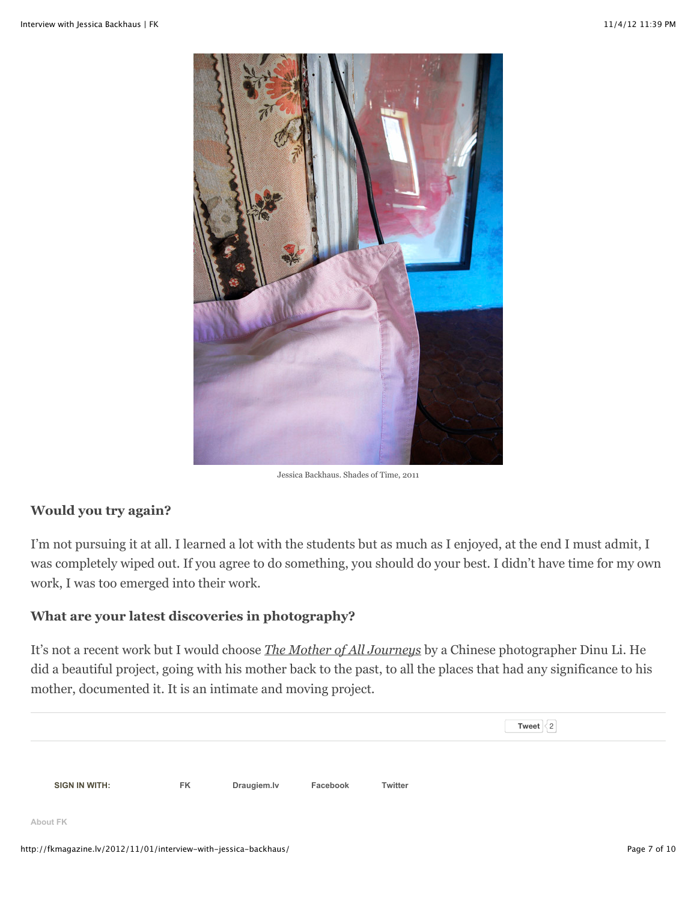Jessica Backhaus. Shades of Time, 2011

### Would you try again?

I'm not pursuing it at all. I learned a lot with the students but as much as I enjoyed, at the end I must admit, I was completely wiped out. If you agree to do something, you should do your best. I didn't have time for my own work, I was too emerged into their work.

### What are your latest discoveries in photography?

It's not a recent work but I would choose *The Mother of All Journeys* by a Chinese photographer Dinu Li. He did a beautiful project, going with his mother back to the past, to all the places that had any significance to his mother, documented it. It is an intimate and moving project.

Tweet 2

**SIGN IN WITH:** FK Draugiem.lv Facebook Twitter

About FK